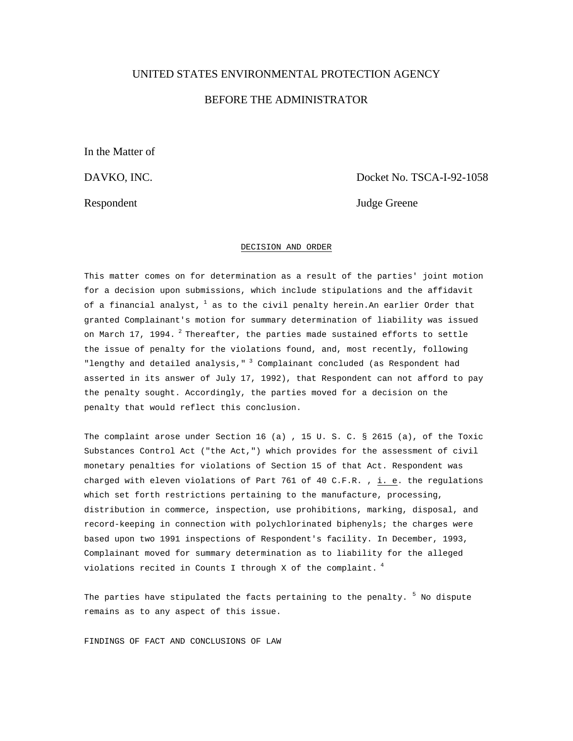UNITED STATES ENVIRONMENTAL PROTECTION AGENCY

BEFORE THE ADMINISTRATOR

In the Matter of

DAVKO, INC. Docket No. TSCA-I-92-1058

Respondent Judge Greene

## DECISION AND ORDER

This matter comes on for determination as a result of the parties' joint motion for a decision upon submissions, which include stipulations and the affidavit of a financial analyst, [1] as to the civil penalty herein.An earlier Order that granted Complainant's motion for summary determination of liability was issued on March 17, 1994. [2] Thereafter, the parties made sustained efforts to settle the issue of penalty for the violations found, and, most recently, following "lengthy and detailed analysis," [3] Complainant concluded (as Respondent had asserted in its answer of July 17, 1992), that Respondent can not afford to pay the penalty sought. Accordingly, the parties moved for a decision on the penalty that would reflect this conclusion.

The complaint arose under Section 16 (a) , 15 U. S. C. § 2615 (a), of the Toxic Substances Control Act ("the Act,") which provides for the assessment of civil monetary penalties for violations of Section 15 of that Act. Respondent was charged with eleven violations of Part 761 of 40 C.F.R. , i. e. the regulations which set forth restrictions pertaining to the manufacture, processing, distribution in commerce, inspection, use prohibitions, marking, disposal, and record-keeping in connection with polychlorinated biphenyls; the charges were based upon two 1991 inspections of Respondent's facility. In December, 1993, Complainant moved for summary determination as to liability for the alleged violations recited in Counts I through X of the complaint. [4]

The parties have stipulated the facts pertaining to the penalty. [5] No dispute remains as to any aspect of this issue.

FINDINGS OF FACT AND CONCLUSIONS OF LAW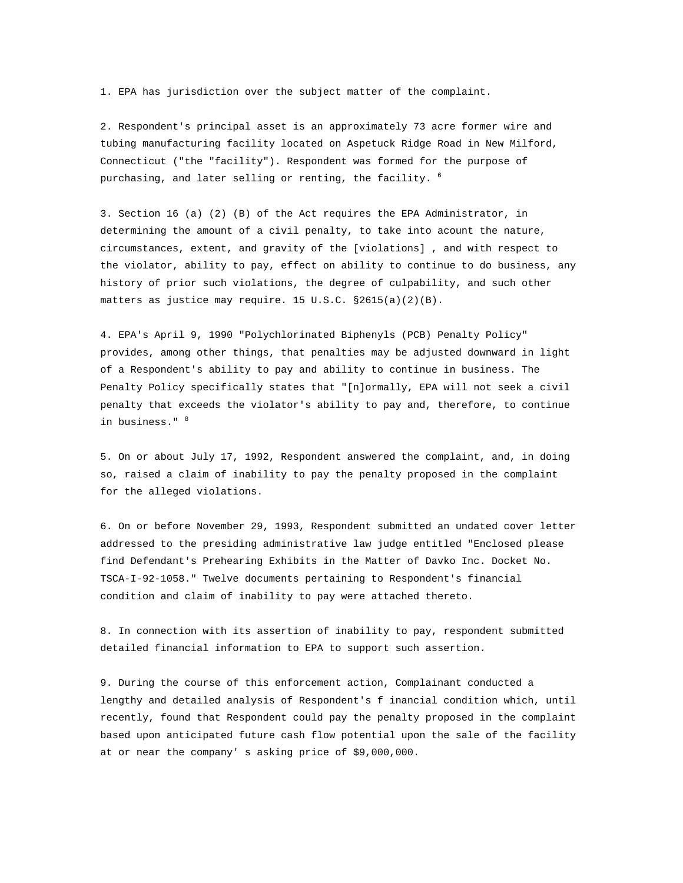1. EPA has jurisdiction over the subject matter of the complaint.

2. Respondent's principal asset is an approximately 73 acre former wire and tubing manufacturing facility located on Aspetuck Ridge Road in New Milford, Connecticut ("the "facility"). Respondent was formed for the purpose of purchasing, and later selling or renting, the facility. [6]

3. Section 16 (a) (2) (B) of the Act requires the EPA Administrator, in determining the amount of a civil penalty, to take into acount the nature, circumstances, extent, and gravity of the [violations] , and with respect to the violator, ability to pay, effect on ability to continue to do business, any history of prior such violations, the degree of culpability, and such other matters as justice may require. 15 U.S.C. §2615(a)(2)(B).

4. EPA's April 9, 1990 "Polychlorinated Biphenyls (PCB) Penalty Policy" provides, among other things, that penalties may be adjusted downward in light of a Respondent's ability to pay and ability to continue in business. The Penalty Policy specifically states that "[n]ormally, EPA will not seek a civil penalty that exceeds the violator's ability to pay and, therefore, to continue in business." [8]

5. On or about July 17, 1992, Respondent answered the complaint, and, in doing so, raised a claim of inability to pay the penalty proposed in the complaint for the alleged violations.

6. On or before November 29, 1993, Respondent submitted an undated cover letter addressed to the presiding administrative law judge entitled "Enclosed please find Defendant's Prehearing Exhibits in the Matter of Davko Inc. Docket No. TSCA-I-92-1058." Twelve documents pertaining to Respondent's financial condition and claim of inability to pay were attached thereto.

8. In connection with its assertion of inability to pay, respondent submitted detailed financial information to EPA to support such assertion.

9. During the course of this enforcement action, Complainant conducted a lengthy and detailed analysis of Respondent's f inancial condition which, until recently, found that Respondent could pay the penalty proposed in the complaint based upon anticipated future cash flow potential upon the sale of the facility at or near the company' s asking price of $9,000,000.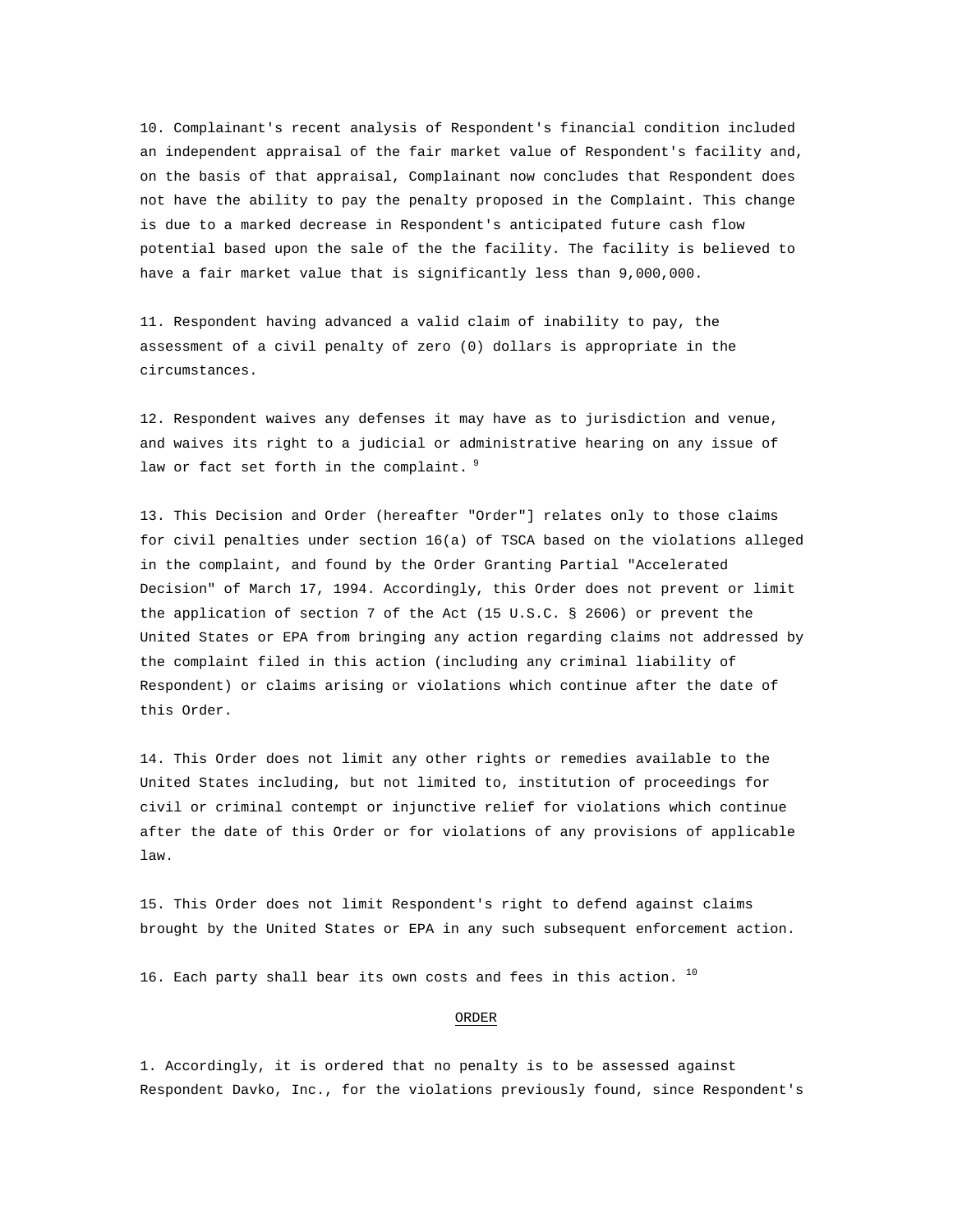10. Complainant's recent analysis of Respondent's financial condition included an independent appraisal of the fair market value of Respondent's facility and, on the basis of that appraisal, Complainant now concludes that Respondent does not have the ability to pay the penalty proposed in the Complaint. This change is due to a marked decrease in Respondent's anticipated future cash flow potential based upon the sale of the the facility. The facility is believed to have a fair market value that is significantly less than 9,000,000.

11. Respondent having advanced a valid claim of inability to pay, the assessment of a civil penalty of zero (0) dollars is appropriate in the circumstances.

12. Respondent waives any defenses it may have as to jurisdiction and venue, and waives its right to a judicial or administrative hearing on any issue of law or fact set forth in the complaint. [9]

13. This Decision and Order (hereafter "Order"] relates only to those claims for civil penalties under section 16(a) of TSCA based on the violations alleged in the complaint, and found by the Order Granting Partial "Accelerated Decision" of March 17, 1994. Accordingly, this Order does not prevent or limit the application of section 7 of the Act (15 U.S.C. § 2606) or prevent the United States or EPA from bringing any action regarding claims not addressed by the complaint filed in this action (including any criminal liability of Respondent) or claims arising or violations which continue after the date of this Order.

14. This Order does not limit any other rights or remedies available to the United States including, but not limited to, institution of proceedings for civil or criminal contempt or injunctive relief for violations which continue after the date of this Order or for violations of any provisions of applicable law.

15. This Order does not limit Respondent's right to defend against claims brought by the United States or EPA in any such subsequent enforcement action.

16. Each party shall bear its own costs and fees in this action. [10]

## ORDER

1. Accordingly, it is ordered that no penalty is to be assessed against Respondent Davko, Inc., for the violations previously found, since Respondent's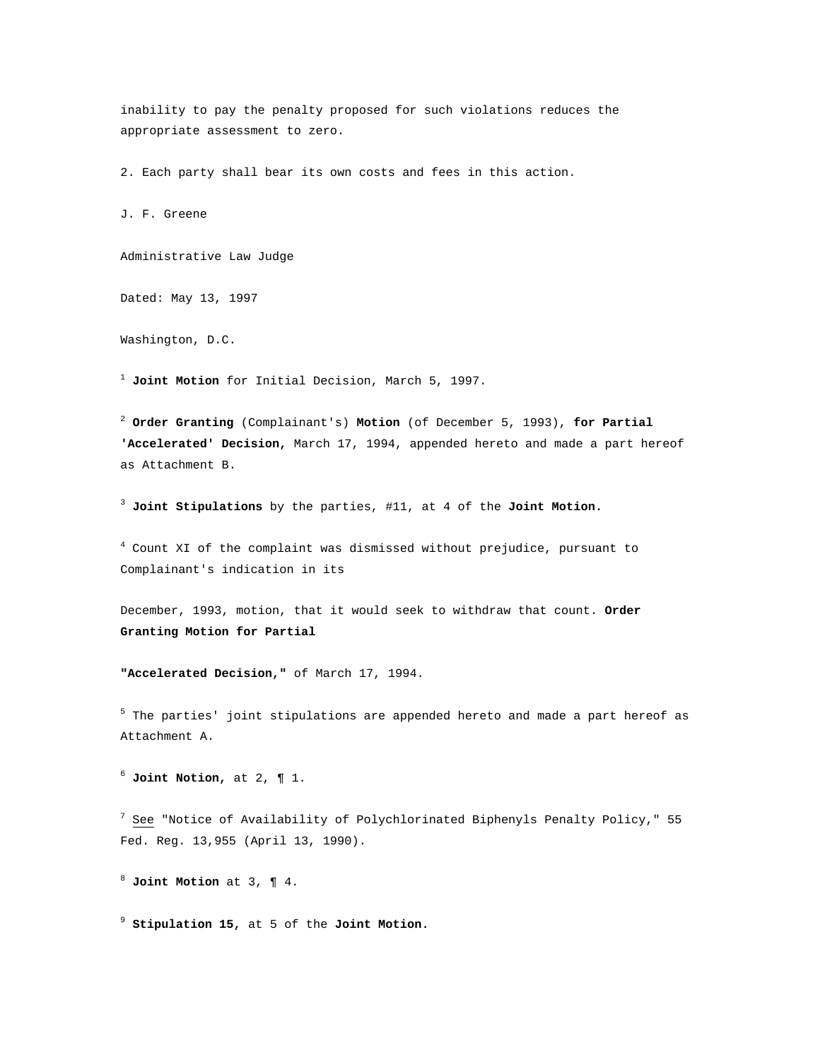inability to pay the penalty proposed for such violations reduces the appropriate assessment to zero.

2. Each party shall bear its own costs and fees in this action.

J. F. Greene

Administrative Law Judge

Dated: May 13, 1997

Washington, D.C.

[1] **Joint Motion** for Initial Decision, March 5, 1997.

[2] **Order Granting** (Complainant's) **Motion** (of December 5, 1993), **for Partial 'Accelerated' Decision,** March 17, 1994, appended hereto and made a part hereof as Attachment B.

[3] **Joint Stipulations** by the parties, #11, at 4 of the **Joint Motion.**

[4] Count XI of the complaint was dismissed without prejudice, pursuant to Complainant's indication in its

December, 1993, motion, that it would seek to withdraw that count. **Order Granting Motion for Partial**

**"Accelerated Decision,"** of March 17, 1994.

[5] The parties' joint stipulations are appended hereto and made a part hereof as Attachment A.

[6] **Joint Notion,** at 2, ¶ 1.

[7] See "Notice of Availability of Polychlorinated Biphenyls Penalty Policy," 55 Fed. Reg. 13,955 (April 13, 1990).

[8] **Joint Motion** at 3, ¶ 4.

[9] **Stipulation 15,** at 5 of the **Joint Motion.**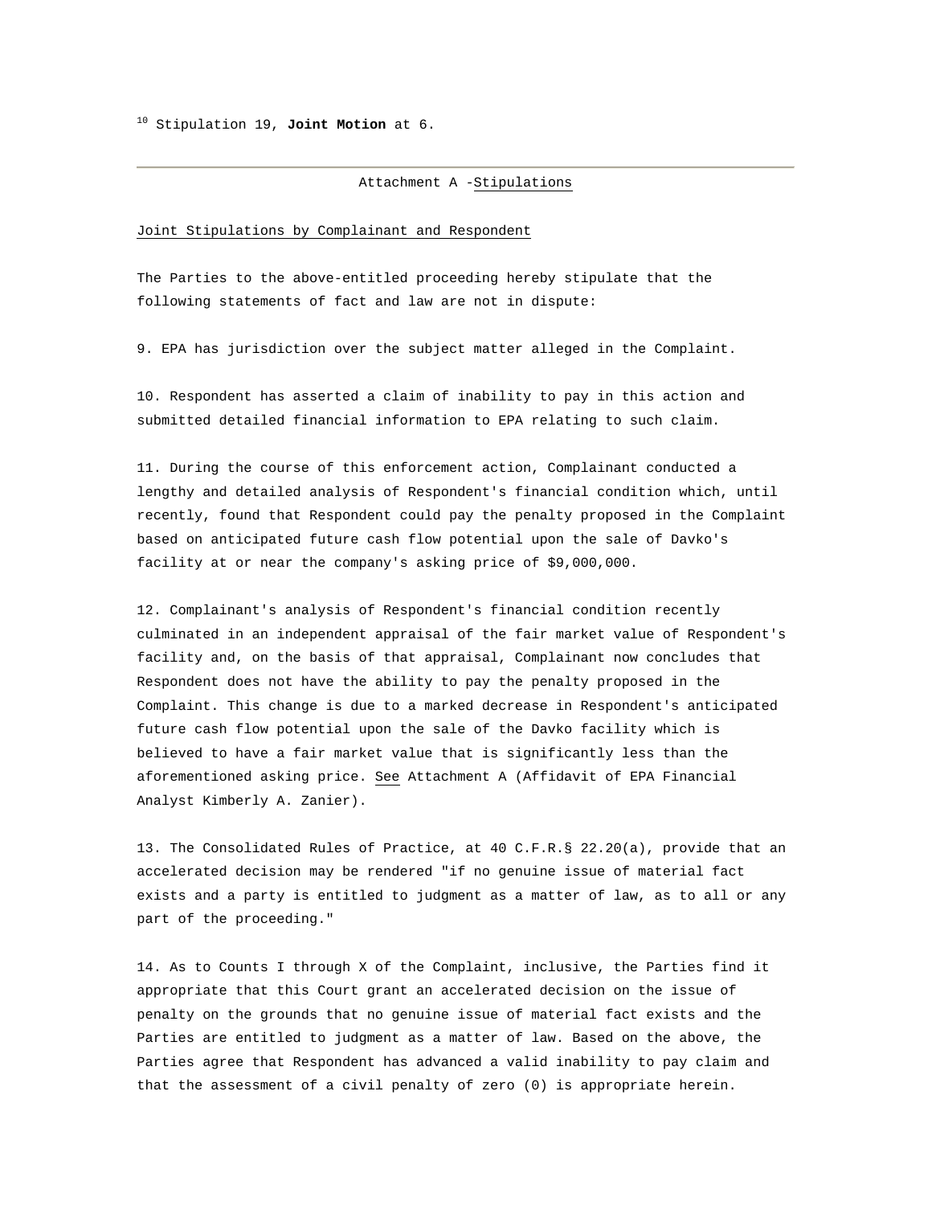[10] Stipulation 19, **Joint Motion** at 6.

---

Attachment A - Stipulations

Joint Stipulations by Complainant and Respondent

The Parties to the above-entitled proceeding hereby stipulate that the following statements of fact and law are not in dispute:

9. EPA has jurisdiction over the subject matter alleged in the Complaint.

10. Respondent has asserted a claim of inability to pay in this action and submitted detailed financial information to EPA relating to such claim.

11. During the course of this enforcement action, Complainant conducted a lengthy and detailed analysis of Respondent's financial condition which, until recently, found that Respondent could pay the penalty proposed in the Complaint based on anticipated future cash flow potential upon the sale of Davko's facility at or near the company's asking price of $9,000,000.

12. Complainant's analysis of Respondent's financial condition recently culminated in an independent appraisal of the fair market value of Respondent's facility and, on the basis of that appraisal, Complainant now concludes that Respondent does not have the ability to pay the penalty proposed in the Complaint. This change is due to a marked decrease in Respondent's anticipated future cash flow potential upon the sale of the Davko facility which is believed to have a fair market value that is significantly less than the aforementioned asking price. See Attachment A (Affidavit of EPA Financial Analyst Kimberly A. Zanier).

13. The Consolidated Rules of Practice, at 40 C.F.R.§ 22.20(a), provide that an accelerated decision may be rendered "if no genuine issue of material fact exists and a party is entitled to judgment as a matter of law, as to all or any part of the proceeding."

14. As to Counts I through X of the Complaint, inclusive, the Parties find it appropriate that this Court grant an accelerated decision on the issue of penalty on the grounds that no genuine issue of material fact exists and the Parties are entitled to judgment as a matter of law. Based on the above, the Parties agree that Respondent has advanced a valid inability to pay claim and that the assessment of a civil penalty of zero (0) is appropriate herein.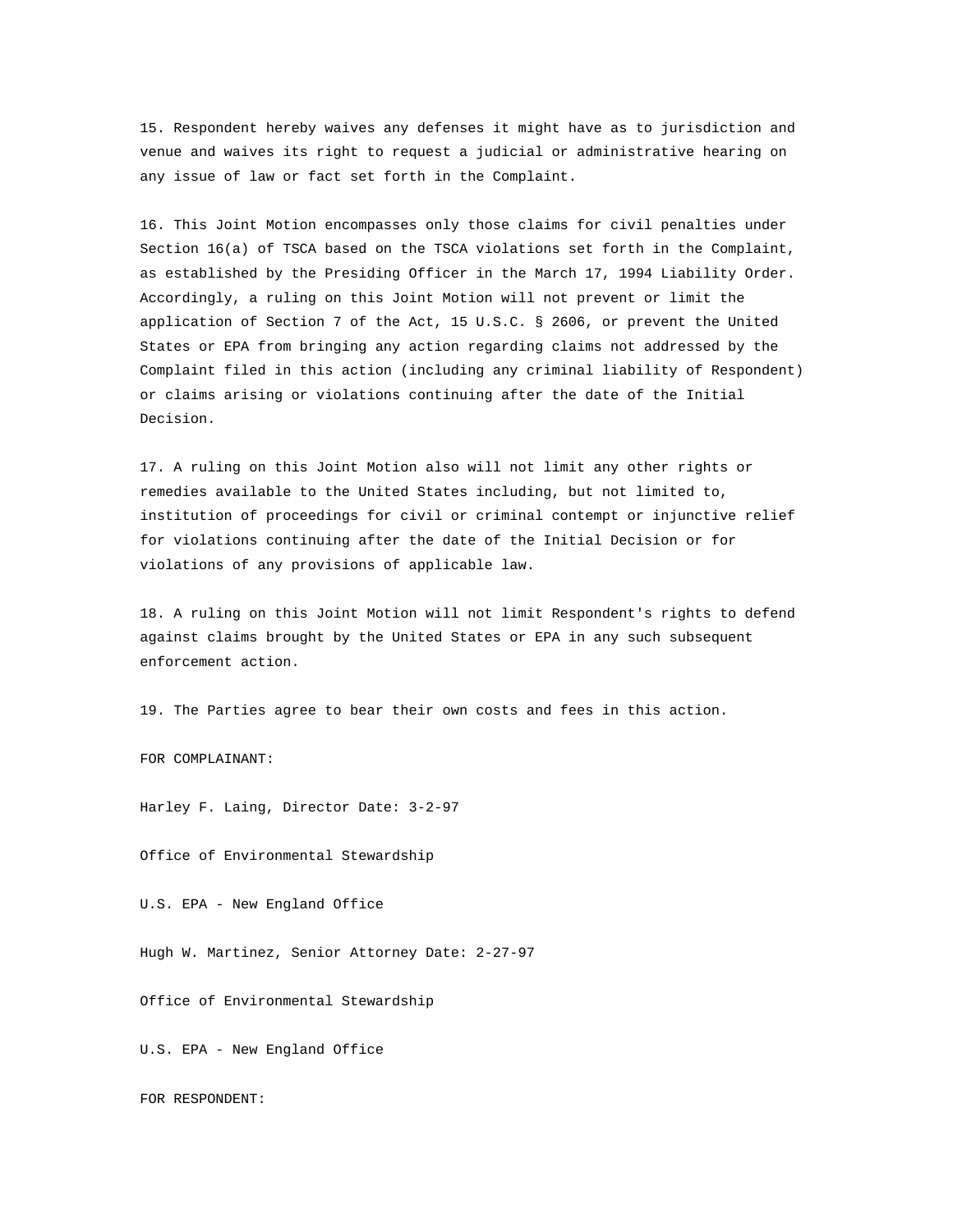15. Respondent hereby waives any defenses it might have as to jurisdiction and venue and waives its right to request a judicial or administrative hearing on any issue of law or fact set forth in the Complaint.

16. This Joint Motion encompasses only those claims for civil penalties under Section 16(a) of TSCA based on the TSCA violations set forth in the Complaint, as established by the Presiding Officer in the March 17, 1994 Liability Order. Accordingly, a ruling on this Joint Motion will not prevent or limit the application of Section 7 of the Act, 15 U.S.C. § 2606, or prevent the United States or EPA from bringing any action regarding claims not addressed by the Complaint filed in this action (including any criminal liability of Respondent) or claims arising or violations continuing after the date of the Initial Decision.

17. A ruling on this Joint Motion also will not limit any other rights or remedies available to the United States including, but not limited to, institution of proceedings for civil or criminal contempt or injunctive relief for violations continuing after the date of the Initial Decision or for violations of any provisions of applicable law.

18. A ruling on this Joint Motion will not limit Respondent's rights to defend against claims brought by the United States or EPA in any such subsequent enforcement action.

19. The Parties agree to bear their own costs and fees in this action.

FOR COMPLAINANT:

Harley F. Laing, Director Date: 3-2-97

Office of Environmental Stewardship

U.S. EPA - New England Office

Hugh W. Martinez, Senior Attorney Date: 2-27-97

Office of Environmental Stewardship

U.S. EPA - New England Office

FOR RESPONDENT: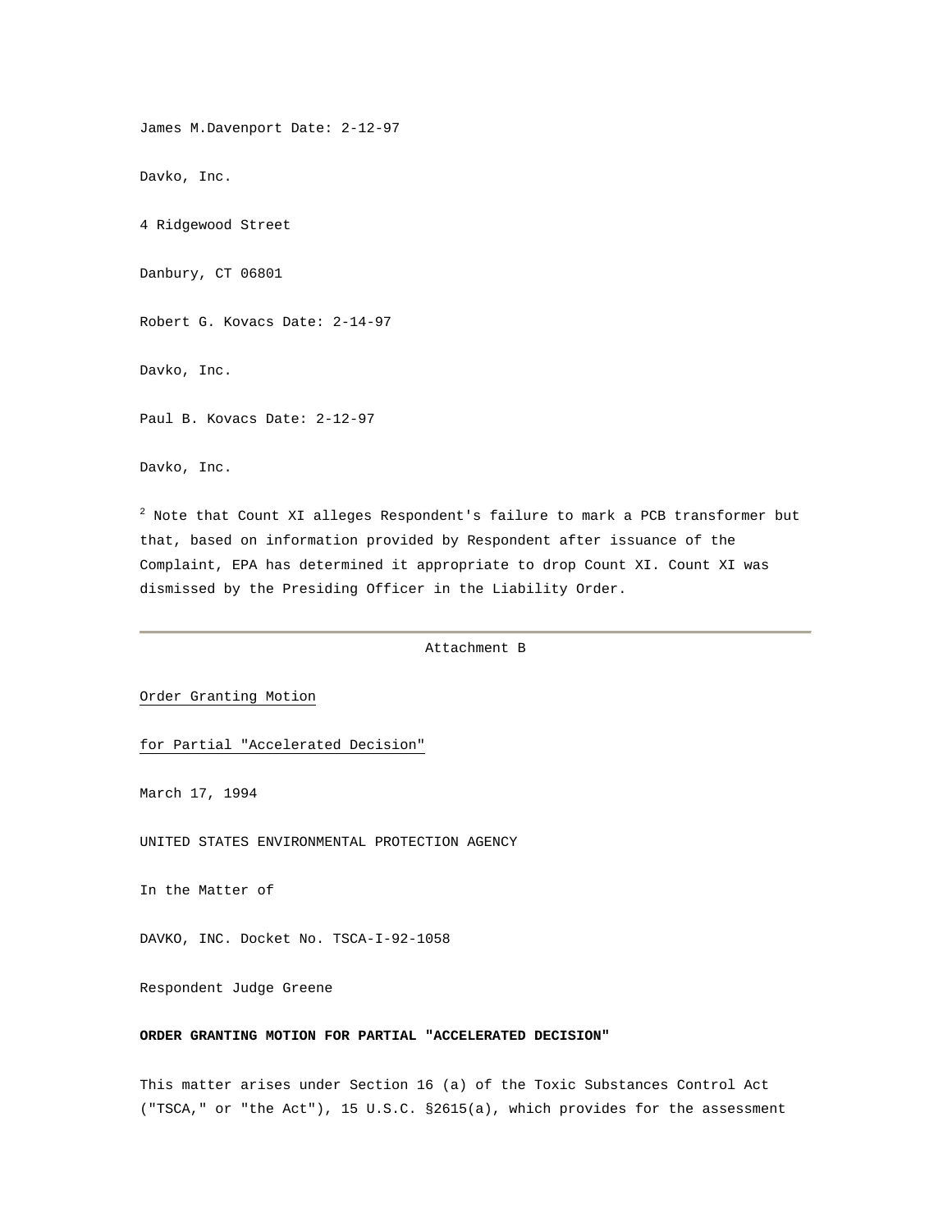James M.Davenport Date: 2-12-97

Davko, Inc.

4 Ridgewood Street

Danbury, CT 06801

Robert G. Kovacs Date: 2-14-97

Davko, Inc.

Paul B. Kovacs Date: 2-12-97

Davko, Inc.

[2] Note that Count XI alleges Respondent's failure to mark a PCB transformer but that, based on information provided by Respondent after issuance of the Complaint, EPA has determined it appropriate to drop Count XI. Count XI was dismissed by the Presiding Officer in the Liability Order.

---

Attachment B

Order Granting Motion

for Partial "Accelerated Decision"

March 17, 1994

UNITED STATES ENVIRONMENTAL PROTECTION AGENCY

In the Matter of

DAVKO, INC. Docket No. TSCA-I-92-1058

Respondent Judge Greene

**ORDER GRANTING MOTION FOR PARTIAL "ACCELERATED DECISION"**

This matter arises under Section 16 (a) of the Toxic Substances Control Act ("TSCA," or "the Act"), 15 U.S.C. §2615(a), which provides for the assessment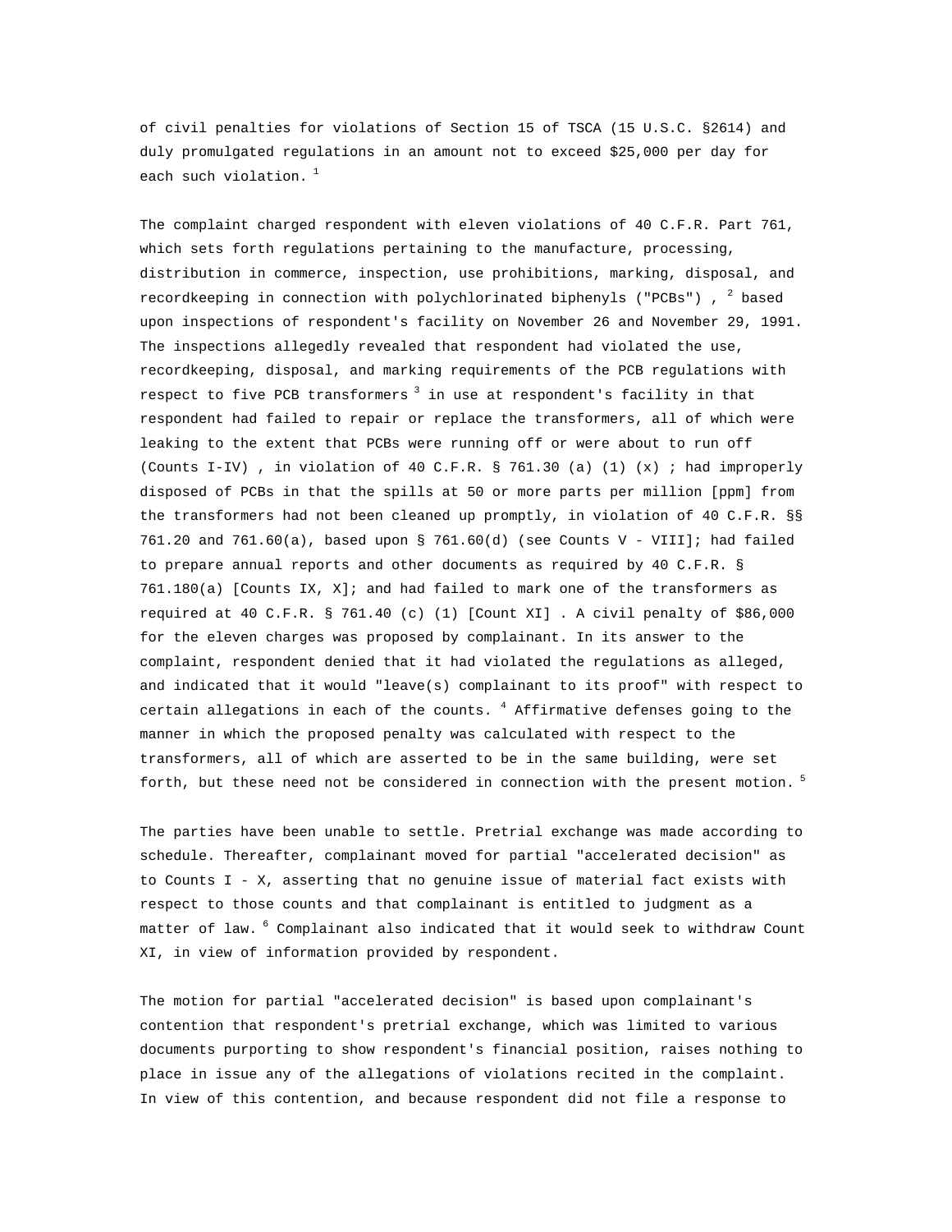of civil penalties for violations of Section 15 of TSCA (15 U.S.C. §2614) and duly promulgated regulations in an amount not to exceed $25,000 per day for each such violation. [1]

The complaint charged respondent with eleven violations of 40 C.F.R. Part 761, which sets forth regulations pertaining to the manufacture, processing, distribution in commerce, inspection, use prohibitions, marking, disposal, and recordkeeping in connection with polychlorinated biphenyls ("PCBs") , [2] based upon inspections of respondent's facility on November 26 and November 29, 1991. The inspections allegedly revealed that respondent had violated the use, recordkeeping, disposal, and marking requirements of the PCB regulations with respect to five PCB transformers [3] in use at respondent's facility in that respondent had failed to repair or replace the transformers, all of which were leaking to the extent that PCBs were running off or were about to run off (Counts I-IV) , in violation of 40 C.F.R. § 761.30 (a) (1) (x) ; had improperly disposed of PCBs in that the spills at 50 or more parts per million [ppm] from the transformers had not been cleaned up promptly, in violation of 40 C.F.R. §§ 761.20 and 761.60(a), based upon § 761.60(d) (see Counts V - VIII]; had failed to prepare annual reports and other documents as required by 40 C.F.R. § 761.180(a) [Counts IX, X]; and had failed to mark one of the transformers as required at 40 C.F.R. § 761.40 (c) (1) [Count XI] . A civil penalty of $86,000 for the eleven charges was proposed by complainant. In its answer to the complaint, respondent denied that it had violated the regulations as alleged, and indicated that it would "leave(s) complainant to its proof" with respect to certain allegations in each of the counts. [4] Affirmative defenses going to the manner in which the proposed penalty was calculated with respect to the transformers, all of which are asserted to be in the same building, were set forth, but these need not be considered in connection with the present motion. [5]

The parties have been unable to settle. Pretrial exchange was made according to schedule. Thereafter, complainant moved for partial "accelerated decision" as to Counts I - X, asserting that no genuine issue of material fact exists with respect to those counts and that complainant is entitled to judgment as a matter of law. [6] Complainant also indicated that it would seek to withdraw Count XI, in view of information provided by respondent.

The motion for partial "accelerated decision" is based upon complainant's contention that respondent's pretrial exchange, which was limited to various documents purporting to show respondent's financial position, raises nothing to place in issue any of the allegations of violations recited in the complaint. In view of this contention, and because respondent did not file a response to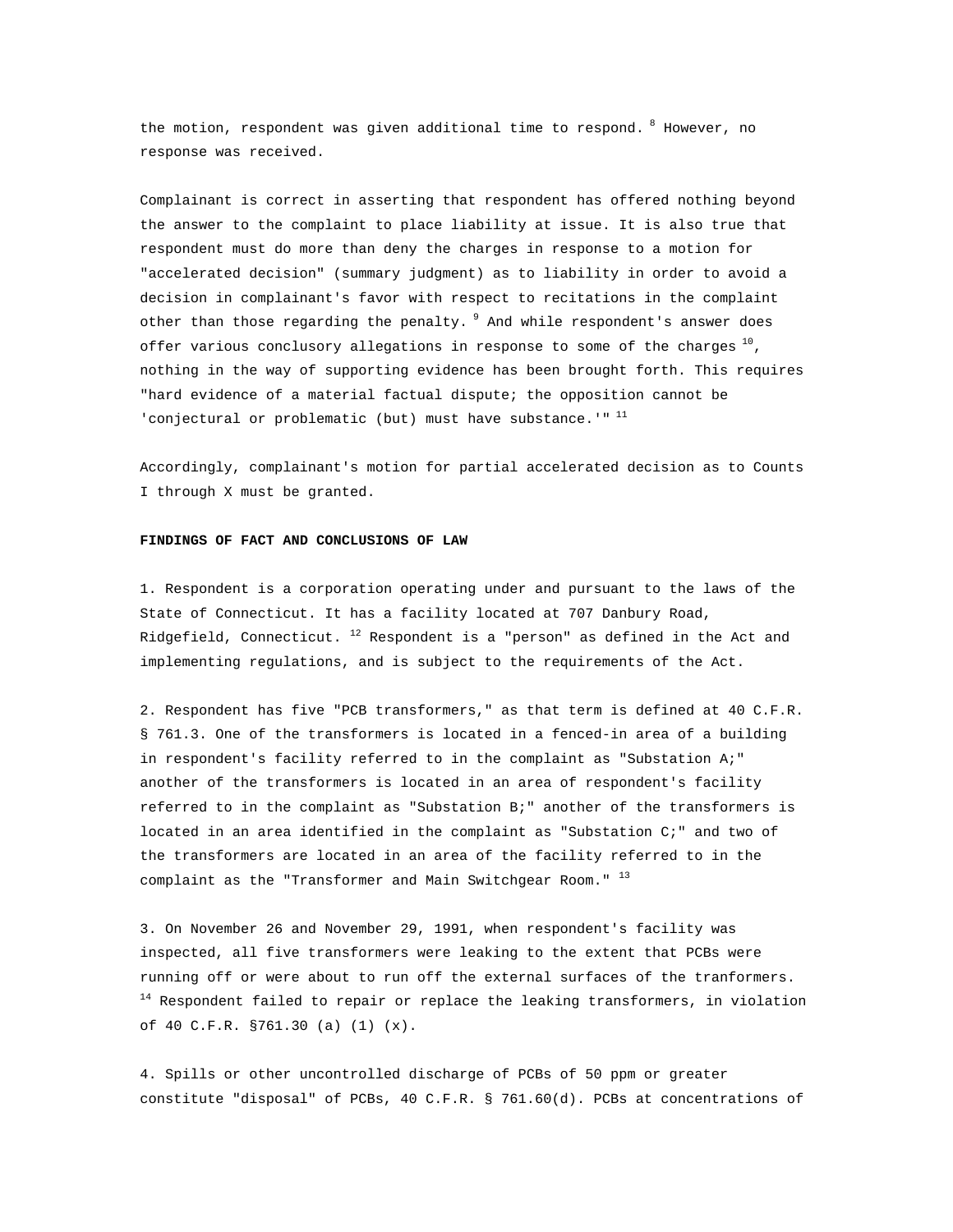the motion, respondent was given additional time to respond. [8] However, no response was received.

Complainant is correct in asserting that respondent has offered nothing beyond the answer to the complaint to place liability at issue. It is also true that respondent must do more than deny the charges in response to a motion for "accelerated decision" (summary judgment) as to liability in order to avoid a decision in complainant's favor with respect to recitations in the complaint other than those regarding the penalty. [9] And while respondent's answer does offer various conclusory allegations in response to some of the charges [10], nothing in the way of supporting evidence has been brought forth. This requires "hard evidence of a material factual dispute; the opposition cannot be 'conjectural or problematic (but) must have substance.'" [11]

Accordingly, complainant's motion for partial accelerated decision as to Counts I through X must be granted.

**FINDINGS OF FACT AND CONCLUSIONS OF LAW**

1. Respondent is a corporation operating under and pursuant to the laws of the State of Connecticut. It has a facility located at 707 Danbury Road, Ridgefield, Connecticut. [12] Respondent is a "person" as defined in the Act and implementing regulations, and is subject to the requirements of the Act.

2. Respondent has five "PCB transformers," as that term is defined at 40 C.F.R. § 761.3. One of the transformers is located in a fenced-in area of a building in respondent's facility referred to in the complaint as "Substation A;" another of the transformers is located in an area of respondent's facility referred to in the complaint as "Substation B;" another of the transformers is located in an area identified in the complaint as "Substation C;" and two of the transformers are located in an area of the facility referred to in the complaint as the "Transformer and Main Switchgear Room." [13]

3. On November 26 and November 29, 1991, when respondent's facility was inspected, all five transformers were leaking to the extent that PCBs were running off or were about to run off the external surfaces of the tranformers. [14] Respondent failed to repair or replace the leaking transformers, in violation of 40 C.F.R. §761.30 (a) (1) (x).

4. Spills or other uncontrolled discharge of PCBs of 50 ppm or greater constitute "disposal" of PCBs, 40 C.F.R. § 761.60(d). PCBs at concentrations of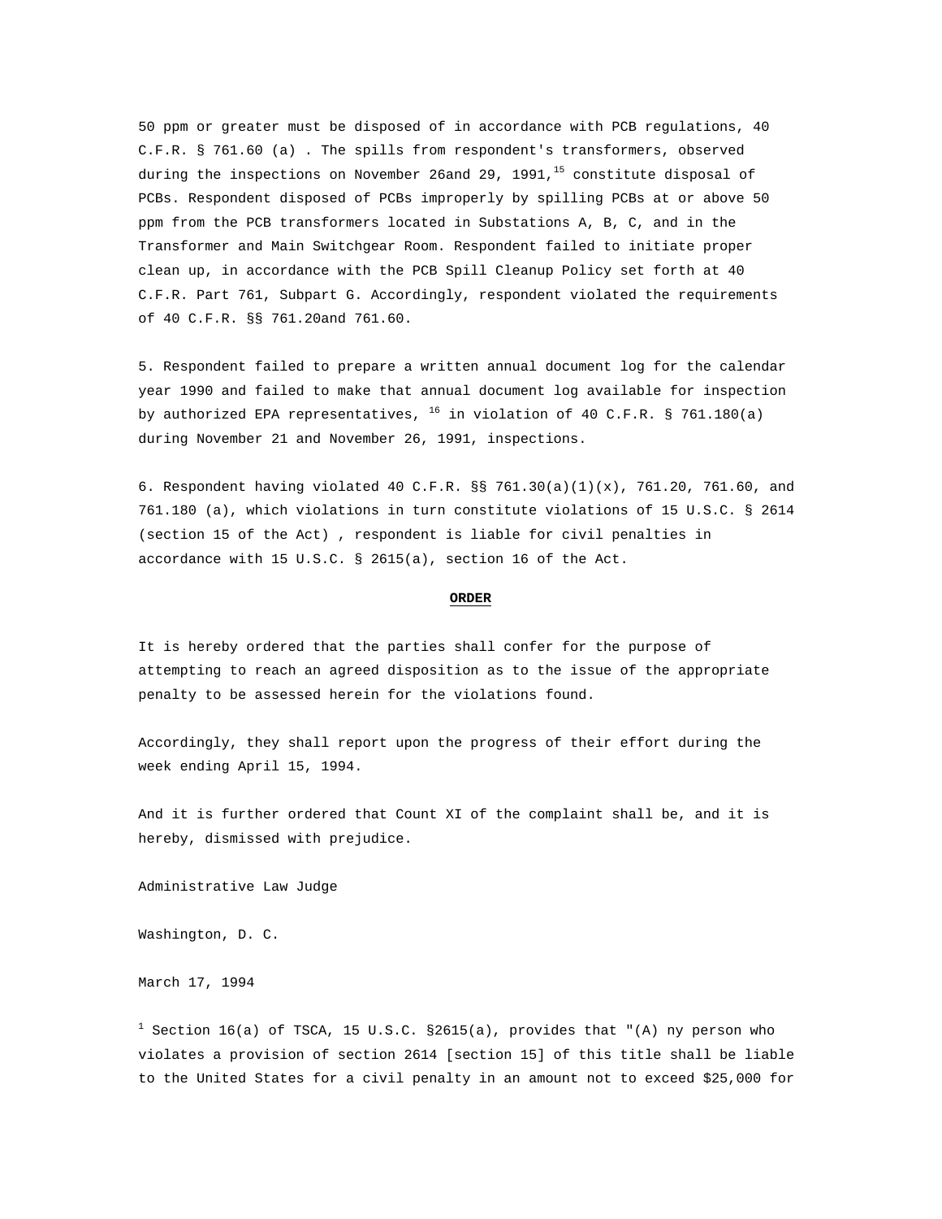50 ppm or greater must be disposed of in accordance with PCB regulations, 40 C.F.R. § 761.60 (a) . The spills from respondent's transformers, observed during the inspections on November 26and 29, 1991,[15] constitute disposal of PCBs. Respondent disposed of PCBs improperly by spilling PCBs at or above 50 ppm from the PCB transformers located in Substations A, B, C, and in the Transformer and Main Switchgear Room. Respondent failed to initiate proper clean up, in accordance with the PCB Spill Cleanup Policy set forth at 40 C.F.R. Part 761, Subpart G. Accordingly, respondent violated the requirements of 40 C.F.R. §§ 761.20and 761.60.

5. Respondent failed to prepare a written annual document log for the calendar year 1990 and failed to make that annual document log available for inspection by authorized EPA representatives, [16] in violation of 40 C.F.R. § 761.180(a) during November 21 and November 26, 1991, inspections.

6. Respondent having violated 40 C.F.R. §§ 761.30(a)(1)(x), 761.20, 761.60, and 761.180 (a), which violations in turn constitute violations of 15 U.S.C. § 2614 (section 15 of the Act) , respondent is liable for civil penalties in accordance with 15 U.S.C. § 2615(a), section 16 of the Act.

## ORDER

It is hereby ordered that the parties shall confer for the purpose of attempting to reach an agreed disposition as to the issue of the appropriate penalty to be assessed herein for the violations found.

Accordingly, they shall report upon the progress of their effort during the week ending April 15, 1994.

And it is further ordered that Count XI of the complaint shall be, and it is hereby, dismissed with prejudice.

Administrative Law Judge

Washington, D. C.

March 17, 1994

[1] Section 16(a) of TSCA, 15 U.S.C. §2615(a), provides that "(A) ny person who violates a provision of section 2614 [section 15] of this title shall be liable to the United States for a civil penalty in an amount not to exceed $25,000 for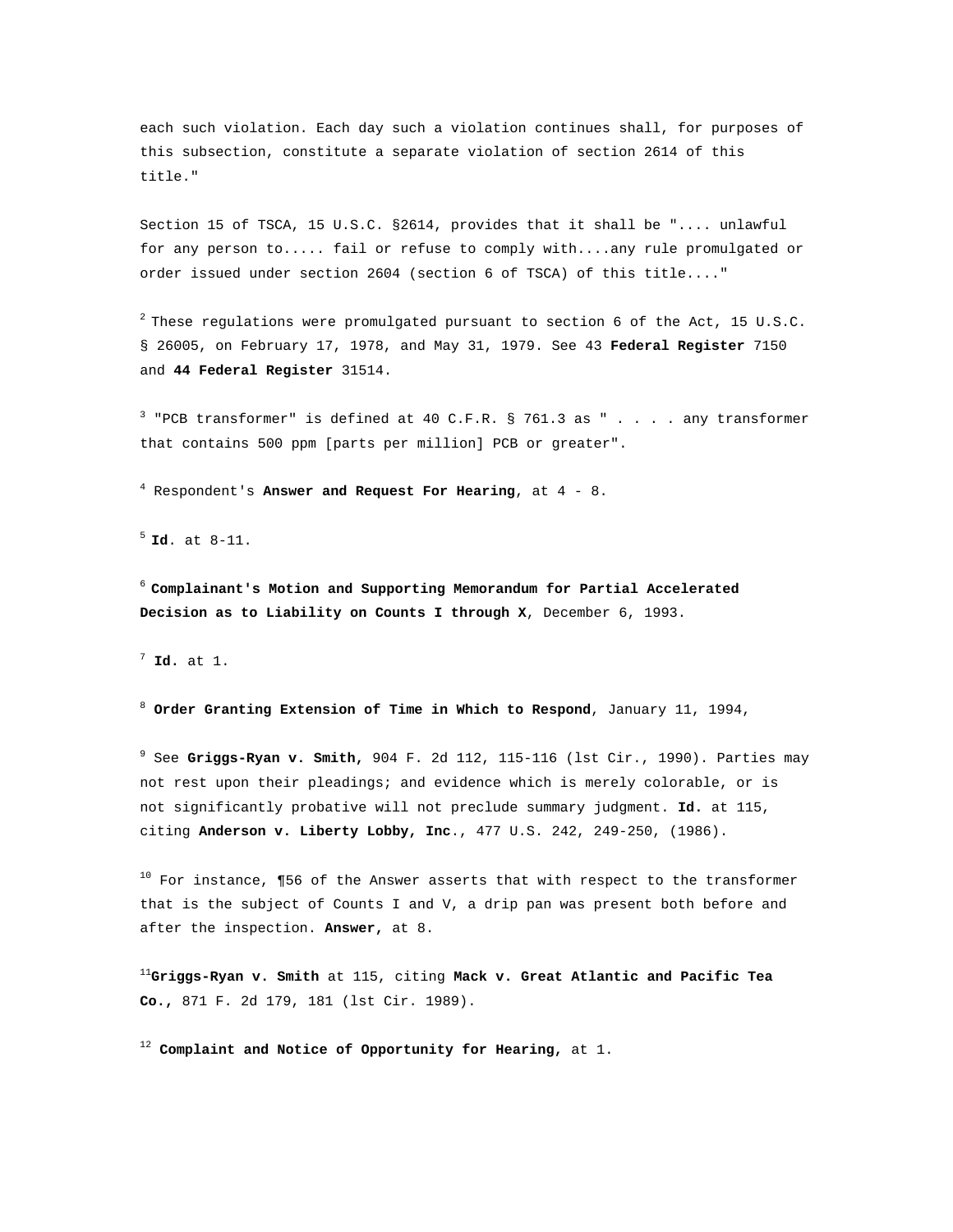each such violation. Each day such a violation continues shall, for purposes of this subsection, constitute a separate violation of section 2614 of this title."

Section 15 of TSCA, 15 U.S.C. §2614, provides that it shall be ".... unlawful for any person to..... fail or refuse to comply with....any rule promulgated or order issued under section 2604 (section 6 of TSCA) of this title...."

[2] These regulations were promulgated pursuant to section 6 of the Act, 15 U.S.C. § 26005, on February 17, 1978, and May 31, 1979. See 43 **Federal Register** 7150 and **44 Federal Register** 31514.

[3] "PCB transformer" is defined at 40 C.F.R. § 761.3 as " . . . . any transformer that contains 500 ppm [parts per million] PCB or greater".

[4] Respondent's **Answer and Request For Hearing**, at 4 - 8.

[5] **Id**. at 8-11.

[6] **Complainant's Motion and Supporting Memorandum for Partial Accelerated Decision as to Liability on Counts I through X**, December 6, 1993.

[7] **Id.** at 1.

[8] **Order Granting Extension of Time in Which to Respond**, January 11, 1994,

[9] See **Griggs-Ryan v. Smith,** 904 F. 2d 112, 115-116 (lst Cir., 1990). Parties may not rest upon their pleadings; and evidence which is merely colorable, or is not significantly probative will not preclude summary judgment. **Id.** at 115, citing **Anderson v. Liberty Lobby, Inc**., 477 U.S. 242, 249-250, (1986).

[10] For instance, ¶56 of the Answer asserts that with respect to the transformer that is the subject of Counts I and V, a drip pan was present both before and after the inspection. **Answer,** at 8.

[11]**Griggs-Ryan v. Smith** at 115, citing **Mack v. Great Atlantic and Pacific Tea Co.,** 871 F. 2d 179, 181 (lst Cir. 1989).

[12] **Complaint and Notice of Opportunity for Hearing,** at 1.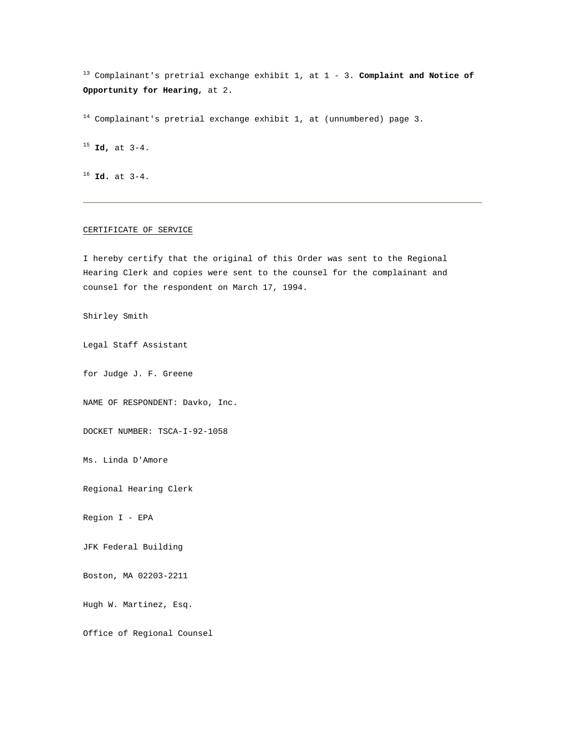[13] Complainant's pretrial exchange exhibit 1, at 1 - 3. **Complaint and Notice of Opportunity for Hearing,** at 2.

[14] Complainant's pretrial exchange exhibit 1, at (unnumbered) page 3.

[15] **Id,** at 3-4.

[16] **Id**. at 3-4.

---

CERTIFICATE OF SERVICE

I hereby certify that the original of this Order was sent to the Regional Hearing Clerk and copies were sent to the counsel for the complainant and counsel for the respondent on March 17, 1994.

Shirley Smith

Legal Staff Assistant

for Judge J. F. Greene

NAME OF RESPONDENT: Davko, Inc.

DOCKET NUMBER: TSCA-I-92-1058

Ms. Linda D'Amore

Regional Hearing Clerk

Region I - EPA

JFK Federal Building

Boston, MA 02203-2211

Hugh W. Martinez, Esq.

Office of Regional Counsel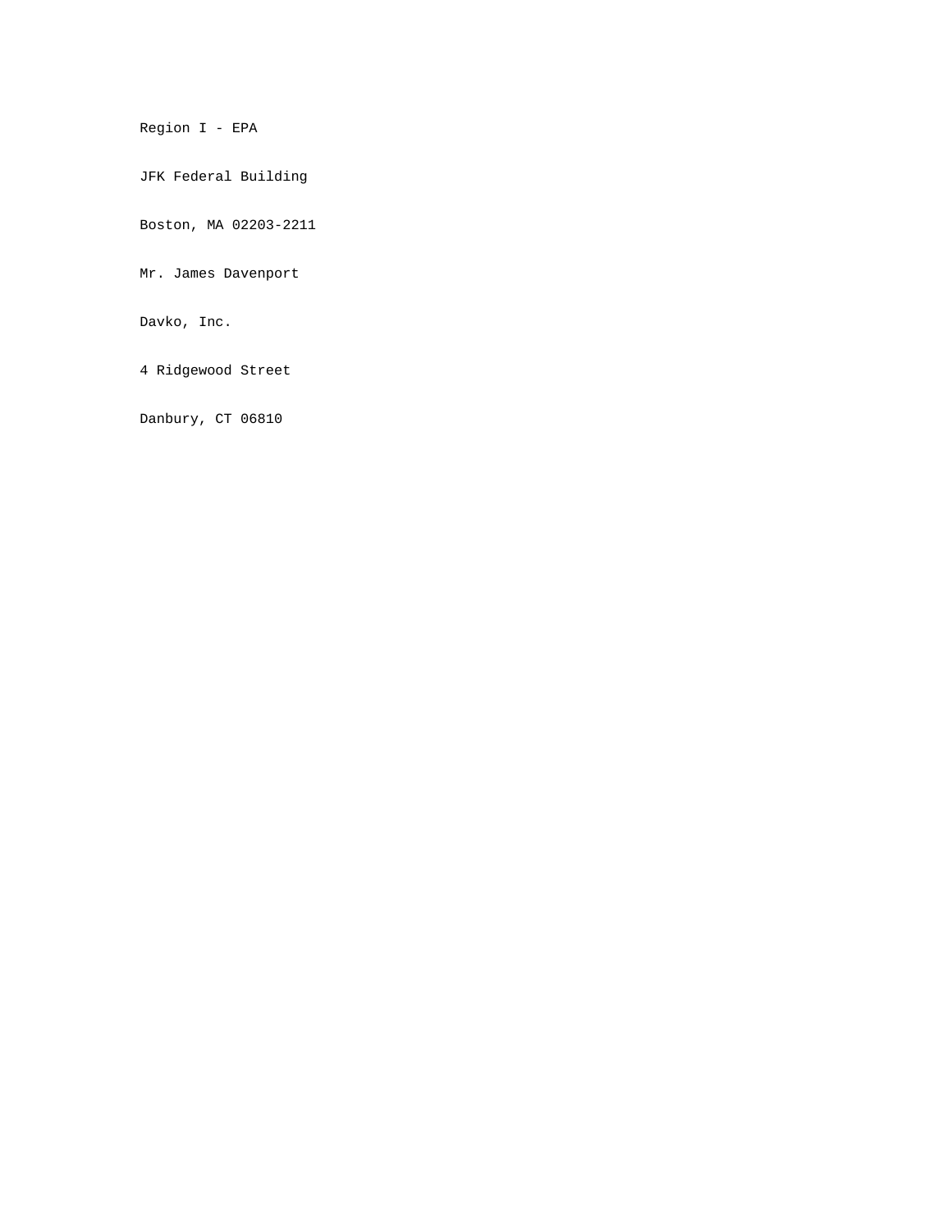Region I - EPA

JFK Federal Building

Boston, MA 02203-2211

Mr. James Davenport

Davko, Inc.

4 Ridgewood Street

Danbury, CT 06810